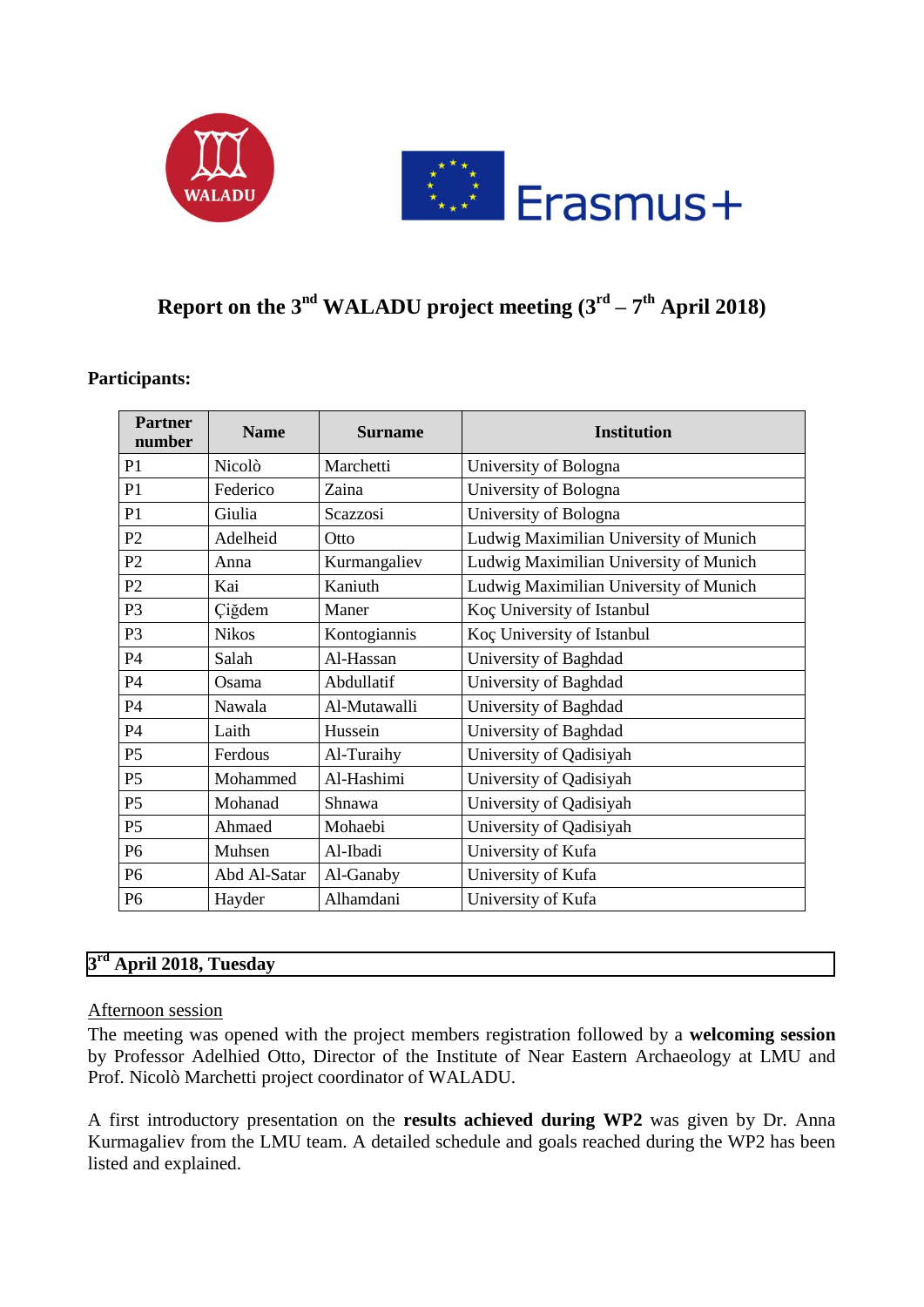# Report on the 3rd WALADU project meeting (3rd – 7th April 2018)

**Participants:**

| Partner number | Name | Surname | Institution |
|---|---|---|---|
| P1 | Nicolò | Marchetti | University of Bologna |
| P1 | Federico | Zaina | University of Bologna |
| P1 | Giulia | Scazzosi | University of Bologna |
| P2 | Adelheid | Otto | Ludwig Maximilian University of Munich |
| P2 | Anna | Kurmangaliev | Ludwig Maximilian University of Munich |
| P2 | Kai | Kaniuth | Ludwig Maximilian University of Munich |
| P3 | Çiğdem | Maner | Koç University of Istanbul |
| P3 | Nikos | Kontogiannis | Koç University of Istanbul |
| P4 | Salah | Al-Hassan | University of Baghdad |
| P4 | Osama | Abdullatif | University of Baghdad |
| P4 | Nawala | Al-Mutawalli | University of Baghdad |
| P4 | Laith | Hussein | University of Baghdad |
| P5 | Ferdous | Al-Turaihy | University of Qadisiyah |
| P5 | Mohammed | Al-Hashimi | University of Qadisiyah |
| P5 | Mohanad | Shnawa | University of Qadisiyah |
| P5 | Ahmaed | Mohaebi | University of Qadisiyah |
| P6 | Muhsen | Al-Ibadi | University of Kufa |
| P6 | Abd Al-Satar | Al-Ganaby | University of Kufa |
| P6 | Hayder | Alhamdani | University of Kufa |

## 3rd April 2018, Tuesday

Afternoon session

The meeting was opened with the project members registration followed by a **welcoming session** by Professor Adelhied Otto, Director of the Institute of Near Eastern Archaeology at LMU and Prof. Nicolò Marchetti project coordinator of WALADU.

A first introductory presentation on the **results achieved during WP2** was given by Dr. Anna Kurmagaliev from the LMU team. A detailed schedule and goals reached during the WP2 has been listed and explained.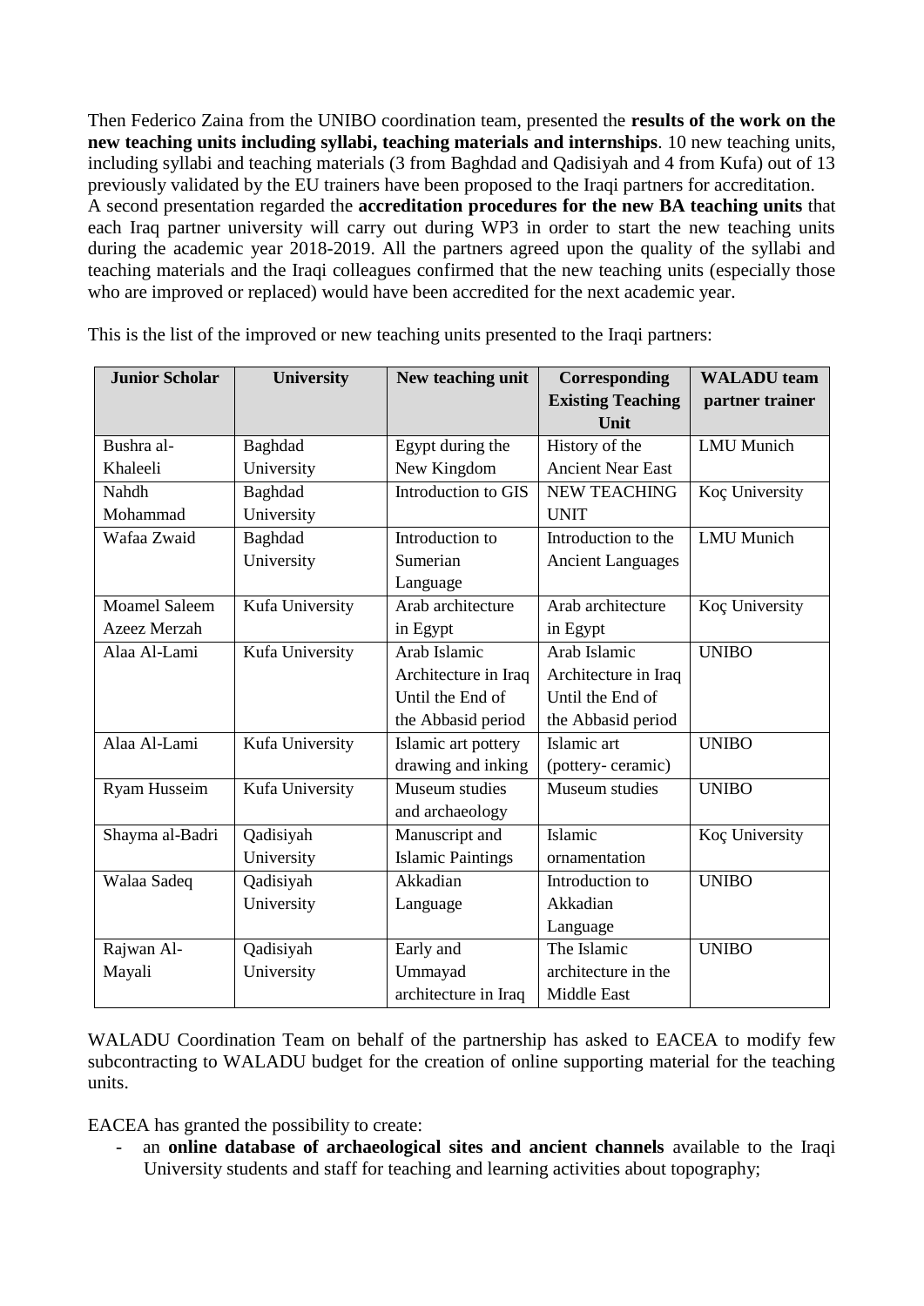Then Federico Zaina from the UNIBO coordination team, presented the **results of the work on the new teaching units including syllabi, teaching materials and internships**. 10 new teaching units, including syllabi and teaching materials (3 from Baghdad and Qadisiyah and 4 from Kufa) out of 13 previously validated by the EU trainers have been proposed to the Iraqi partners for accreditation.
A second presentation regarded the **accreditation procedures for the new BA teaching units** that each Iraq partner university will carry out during WP3 in order to start the new teaching units during the academic year 2018-2019. All the partners agreed upon the quality of the syllabi and teaching materials and the Iraqi colleagues confirmed that the new teaching units (especially those who are improved or replaced) would have been accredited for the next academic year.

This is the list of the improved or new teaching units presented to the Iraqi partners:

| Junior Scholar | University | New teaching unit | Corresponding Existing Teaching Unit | WALADU team partner trainer |
|---|---|---|---|---|
| Bushra al-Khaleeli | Baghdad University | Egypt during the New Kingdom | History of the Ancient Near East | LMU Munich |
| Nahdh Mohammad | Baghdad University | Introduction to GIS | NEW TEACHING UNIT | Koç University |
| Wafaa Zwaid | Baghdad University | Introduction to Sumerian Language | Introduction to the Ancient Languages | LMU Munich |
| Moamel Saleem Azeez Merzah | Kufa University | Arab architecture in Egypt | Arab architecture in Egypt | Koç University |
| Alaa Al-Lami | Kufa University | Arab Islamic Architecture in Iraq Until the End of the Abbasid period | Arab Islamic Architecture in Iraq Until the End of the Abbasid period | UNIBO |
| Alaa Al-Lami | Kufa University | Islamic art pottery drawing and inking | Islamic art (pottery- ceramic) | UNIBO |
| Ryam Husseim | Kufa University | Museum studies and archaeology | Museum studies | UNIBO |
| Shayma al-Badri | Qadisiyah University | Manuscript and Islamic Paintings | Islamic ornamentation | Koç University |
| Walaa Sadeq | Qadisiyah University | Akkadian Language | Introduction to Akkadian Language | UNIBO |
| Rajwan Al-Mayali | Qadisiyah University | Early and Ummayad architecture in Iraq | The Islamic architecture in the Middle East | UNIBO |

WALADU Coordination Team on behalf of the partnership has asked to EACEA to modify few subcontracting to WALADU budget for the creation of online supporting material for the teaching units.

EACEA has granted the possibility to create:

- an **online database of archaeological sites and ancient channels** available to the Iraqi University students and staff for teaching and learning activities about topography;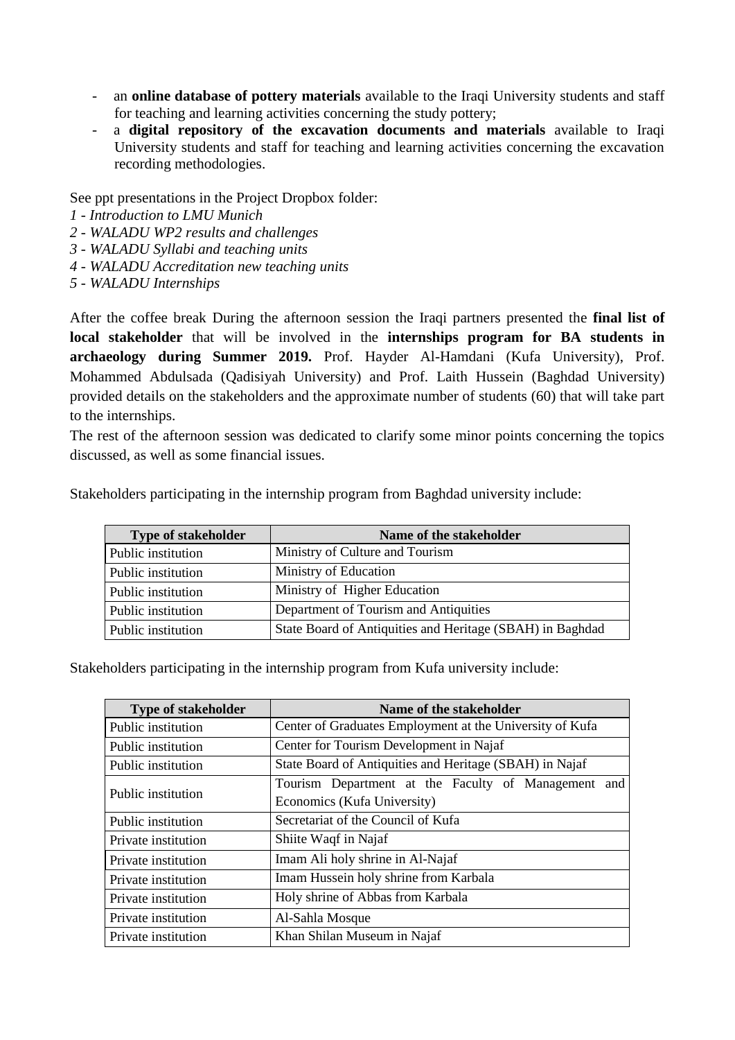- an **online database of pottery materials** available to the Iraqi University students and staff for teaching and learning activities concerning the study pottery;
- a **digital repository of the excavation documents and materials** available to Iraqi University students and staff for teaching and learning activities concerning the excavation recording methodologies.

See ppt presentations in the Project Dropbox folder:

*1 - Introduction to LMU Munich*
*2 - WALADU WP2 results and challenges*
*3 - WALADU Syllabi and teaching units*
*4 - WALADU Accreditation new teaching units*
*5 - WALADU Internships*

After the coffee break During the afternoon session the Iraqi partners presented the **final list of local stakeholder** that will be involved in the **internships program for BA students in archaeology during Summer 2019.** Prof. Hayder Al-Hamdani (Kufa University), Prof. Mohammed Abdulsada (Qadisiyah University) and Prof. Laith Hussein (Baghdad University) provided details on the stakeholders and the approximate number of students (60) that will take part to the internships.

The rest of the afternoon session was dedicated to clarify some minor points concerning the topics discussed, as well as some financial issues.

Stakeholders participating in the internship program from Baghdad university include:

| Type of stakeholder | Name of the stakeholder |
|---|---|
| Public institution | Ministry of Culture and Tourism |
| Public institution | Ministry of Education |
| Public institution | Ministry of Higher Education |
| Public institution | Department of Tourism and Antiquities |
| Public institution | State Board of Antiquities and Heritage (SBAH) in Baghdad |

Stakeholders participating in the internship program from Kufa university include:

| Type of stakeholder | Name of the stakeholder |
|---|---|
| Public institution | Center of Graduates Employment at the University of Kufa |
| Public institution | Center for Tourism Development in Najaf |
| Public institution | State Board of Antiquities and Heritage (SBAH) in Najaf |
| Public institution | Tourism Department at the Faculty of Management and Economics (Kufa University) |
| Public institution | Secretariat of the Council of Kufa |
| Private institution | Shiite Waqf in Najaf |
| Private institution | Imam Ali holy shrine in Al-Najaf |
| Private institution | Imam Hussein holy shrine from Karbala |
| Private institution | Holy shrine of Abbas from Karbala |
| Private institution | Al-Sahla Mosque |
| Private institution | Khan Shilan Museum in Najaf |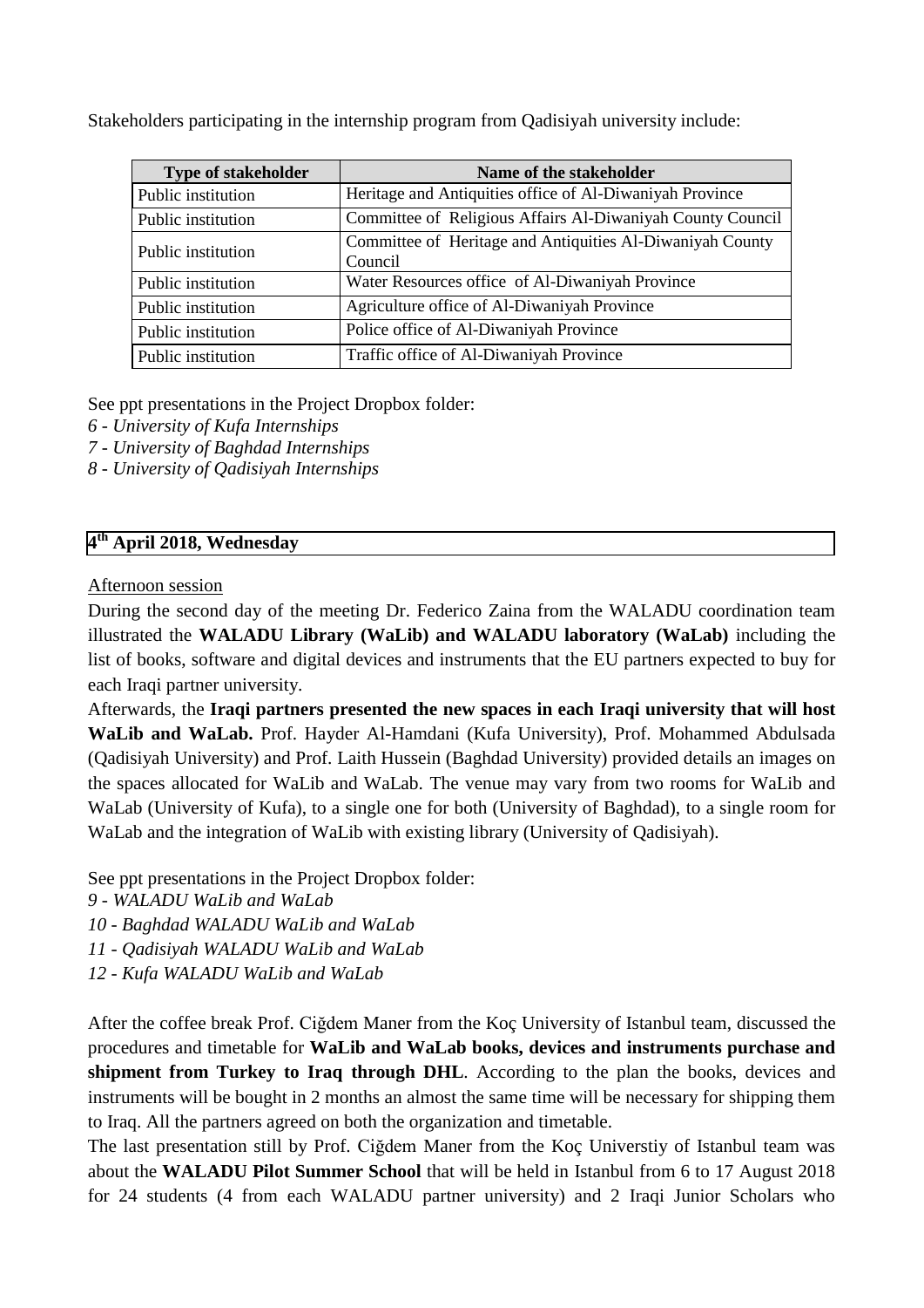Stakeholders participating in the internship program from Qadisiyah university include:

| Type of stakeholder | Name of the stakeholder |
|---|---|
| Public institution | Heritage and Antiquities office of Al-Diwaniyah Province |
| Public institution | Committee of Religious Affairs Al-Diwaniyah County Council |
| Public institution | Committee of Heritage and Antiquities Al-Diwaniyah County Council |
| Public institution | Water Resources office of Al-Diwaniyah Province |
| Public institution | Agriculture office of Al-Diwaniyah Province |
| Public institution | Police office of Al-Diwaniyah Province |
| Public institution | Traffic office of Al-Diwaniyah Province |

See ppt presentations in the Project Dropbox folder:
*6 - University of Kufa Internships*
*7 - University of Baghdad Internships*
*8 - University of Qadisiyah Internships*

**4th April 2018, Wednesday**

Afternoon session

During the second day of the meeting Dr. Federico Zaina from the WALADU coordination team illustrated the **WALADU Library (WaLib) and WALADU laboratory (WaLab)** including the list of books, software and digital devices and instruments that the EU partners expected to buy for each Iraqi partner university.

Afterwards, the **Iraqi partners presented the new spaces in each Iraqi university that will host WaLib and WaLab.** Prof. Hayder Al-Hamdani (Kufa University), Prof. Mohammed Abdulsada (Qadisiyah University) and Prof. Laith Hussein (Baghdad University) provided details an images on the spaces allocated for WaLib and WaLab. The venue may vary from two rooms for WaLib and WaLab (University of Kufa), to a single one for both (University of Baghdad), to a single room for WaLab and the integration of WaLib with existing library (University of Qadisiyah).

See ppt presentations in the Project Dropbox folder:
*9 - WALADU WaLib and WaLab*
*10 - Baghdad WALADU WaLib and WaLab*
*11 - Qadisiyah WALADU WaLib and WaLab*
*12 - Kufa WALADU WaLib and WaLab*

After the coffee break Prof. Ciğdem Maner from the Koç University of Istanbul team, discussed the procedures and timetable for **WaLib and WaLab books, devices and instruments purchase and shipment from Turkey to Iraq through DHL**. According to the plan the books, devices and instruments will be bought in 2 months an almost the same time will be necessary for shipping them to Iraq. All the partners agreed on both the organization and timetable.

The last presentation still by Prof. Ciğdem Maner from the Koç Universtiy of Istanbul team was about the **WALADU Pilot Summer School** that will be held in Istanbul from 6 to 17 August 2018 for 24 students (4 from each WALADU partner university) and 2 Iraqi Junior Scholars who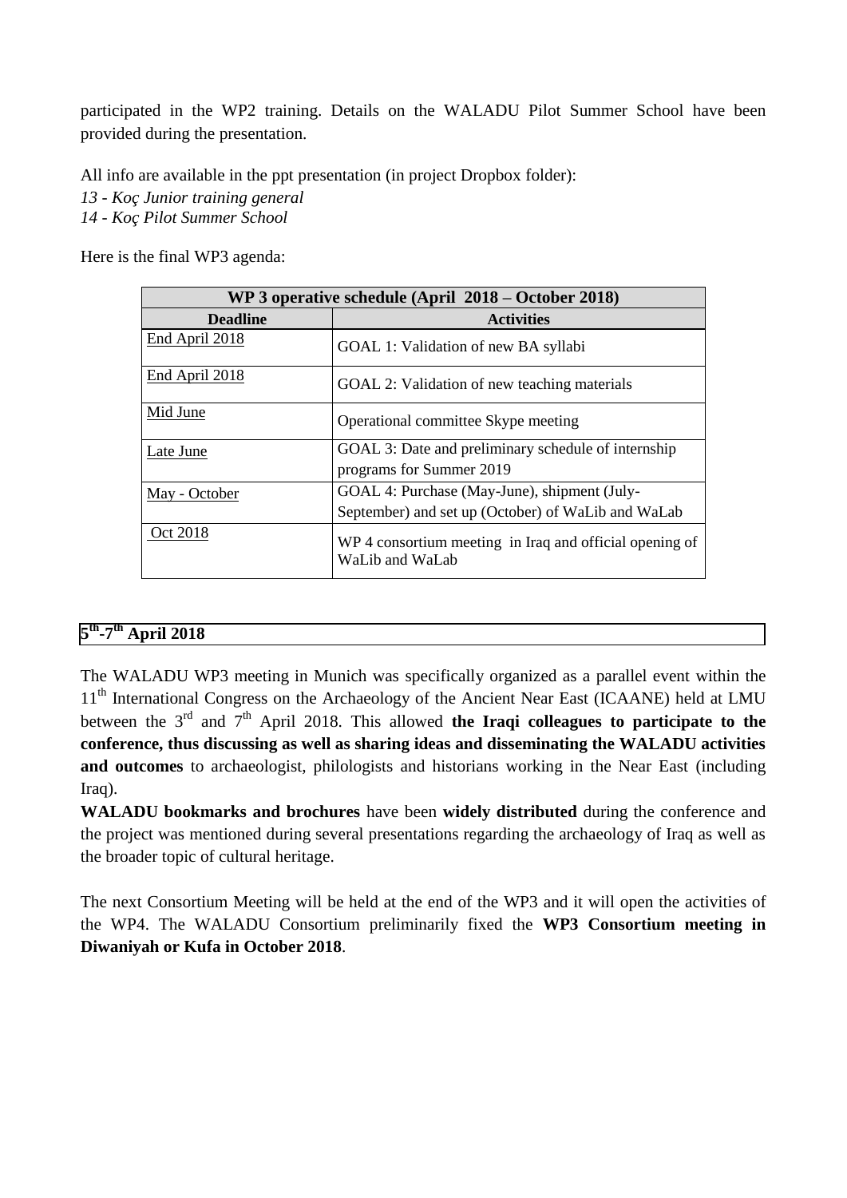participated in the WP2 training. Details on the WALADU Pilot Summer School have been provided during the presentation.

All info are available in the ppt presentation (in project Dropbox folder):
*13 - Koç Junior training general*
*14 - Koç Pilot Summer School*

Here is the final WP3 agenda:

| WP 3 operative schedule (April 2018 – October 2018) | |
|---|---|
| **Deadline** | **Activities** |
| End April 2018 | GOAL 1: Validation of new BA syllabi |
| End April 2018 | GOAL 2: Validation of new teaching materials |
| Mid June | Operational committee Skype meeting |
| Late June | GOAL 3: Date and preliminary schedule of internship programs for Summer 2019 |
| May - October | GOAL 4: Purchase (May-June), shipment (July-September) and set up (October) of WaLib and WaLab |
| Oct 2018 | WP 4 consortium meeting in Iraq and official opening of WaLib and WaLab |

**5th-7th April 2018**

The WALADU WP3 meeting in Munich was specifically organized as a parallel event within the 11th International Congress on the Archaeology of the Ancient Near East (ICAANE) held at LMU between the 3rd and 7th April 2018. This allowed **the Iraqi colleagues to participate to the conference, thus discussing as well as sharing ideas and disseminating the WALADU activities and outcomes** to archaeologist, philologists and historians working in the Near East (including Iraq).

**WALADU bookmarks and brochures** have been **widely distributed** during the conference and the project was mentioned during several presentations regarding the archaeology of Iraq as well as the broader topic of cultural heritage.

The next Consortium Meeting will be held at the end of the WP3 and it will open the activities of the WP4. The WALADU Consortium preliminarily fixed the **WP3 Consortium meeting in Diwaniyah or Kufa in October 2018**.